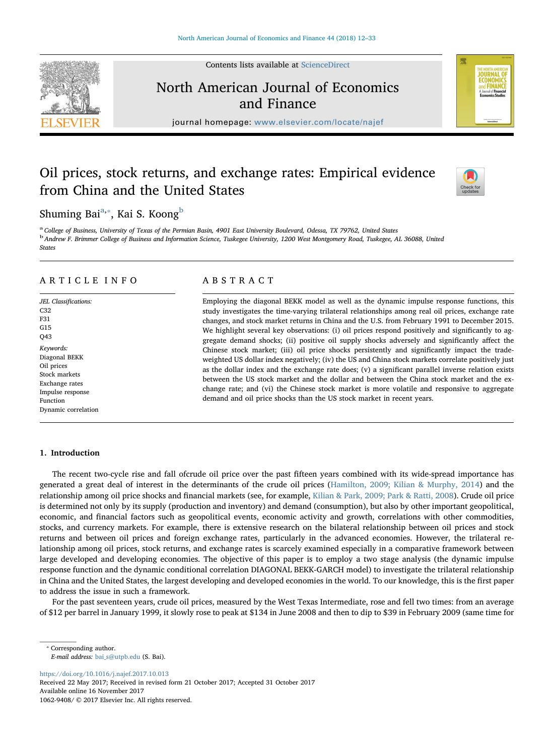# Oil prices, stock returns, and exchange rates: Empirical evidence from China and the United States

Shuming Bai[a,*], Kai S. Koong[b]

[a] College of Business, University of Texas of the Permian Basin, 4901 East University Boulevard, Odessa, TX 79762, United States
[b] Andrew F. Brimmer College of Business and Information Science, Tuskegee University, 1200 West Montgomery Road, Tuskegee, AL 36088, United States

## ARTICLE INFO

*JEL Classifications:*
C32
F31
G15
Q43

*Keywords:*
Diagonal BEKK
Oil prices
Stock markets
Exchange rates
Impulse response
Function
Dynamic correlation

## ABSTRACT

Employing the diagonal BEKK model as well as the dynamic impulse response functions, this study investigates the time-varying trilateral relationships among real oil prices, exchange rate changes, and stock market returns in China and the U.S. from February 1991 to December 2015. We highlight several key observations: (i) oil prices respond positively and significantly to aggregate demand shocks; (ii) positive oil supply shocks adversely and significantly affect the Chinese stock market; (iii) oil price shocks persistently and significantly impact the trade-weighted US dollar index negatively; (iv) the US and China stock markets correlate positively just as the dollar index and the exchange rate does; (v) a significant parallel inverse relation exists between the US stock market and the dollar and between the China stock market and the exchange rate; and (vi) the Chinese stock market is more volatile and responsive to aggregate demand and oil price shocks than the US stock market in recent years.

## 1. Introduction

The recent two-cycle rise and fall ofcrude oil price over the past fifteen years combined with its wide-spread importance has generated a great deal of interest in the determinants of the crude oil prices (Hamilton, 2009; Kilian & Murphy, 2014) and the relationship among oil price shocks and financial markets (see, for example, Kilian & Park, 2009; Park & Ratti, 2008). Crude oil price is determined not only by its supply (production and inventory) and demand (consumption), but also by other important geopolitical, economic, and financial factors such as geopolitical events, economic activity and growth, correlations with other commodities, stocks, and currency markets. For example, there is extensive research on the bilateral relationship between oil prices and stock returns and between oil prices and foreign exchange rates, particularly in the advanced economies. However, the trilateral relationship among oil prices, stock returns, and exchange rates is scarcely examined especially in a comparative framework between large developed and developing economies. The objective of this paper is to employ a two stage analysis (the dynamic impulse response function and the dynamic conditional correlation DIAGONAL BEKK-GARCH model) to investigate the trilateral relationship in China and the United States, the largest developing and developed economies in the world. To our knowledge, this is the first paper to address the issue in such a framework.

For the past seventeen years, crude oil prices, measured by the West Texas Intermediate, rose and fell two times: from an average of $12 per barrel in January 1999, it slowly rose to peak at $134 in June 2008 and then to dip to $39 in February 2009 (same time for

* Corresponding author.
*E-mail address:* bai_s@utpb.edu (S. Bai).

https://doi.org/10.1016/j.najef.2017.10.013
Received 22 May 2017; Received in revised form 21 October 2017; Accepted 31 October 2017
Available online 16 November 2017
1062-9408/ © 2017 Elsevier Inc. All rights reserved.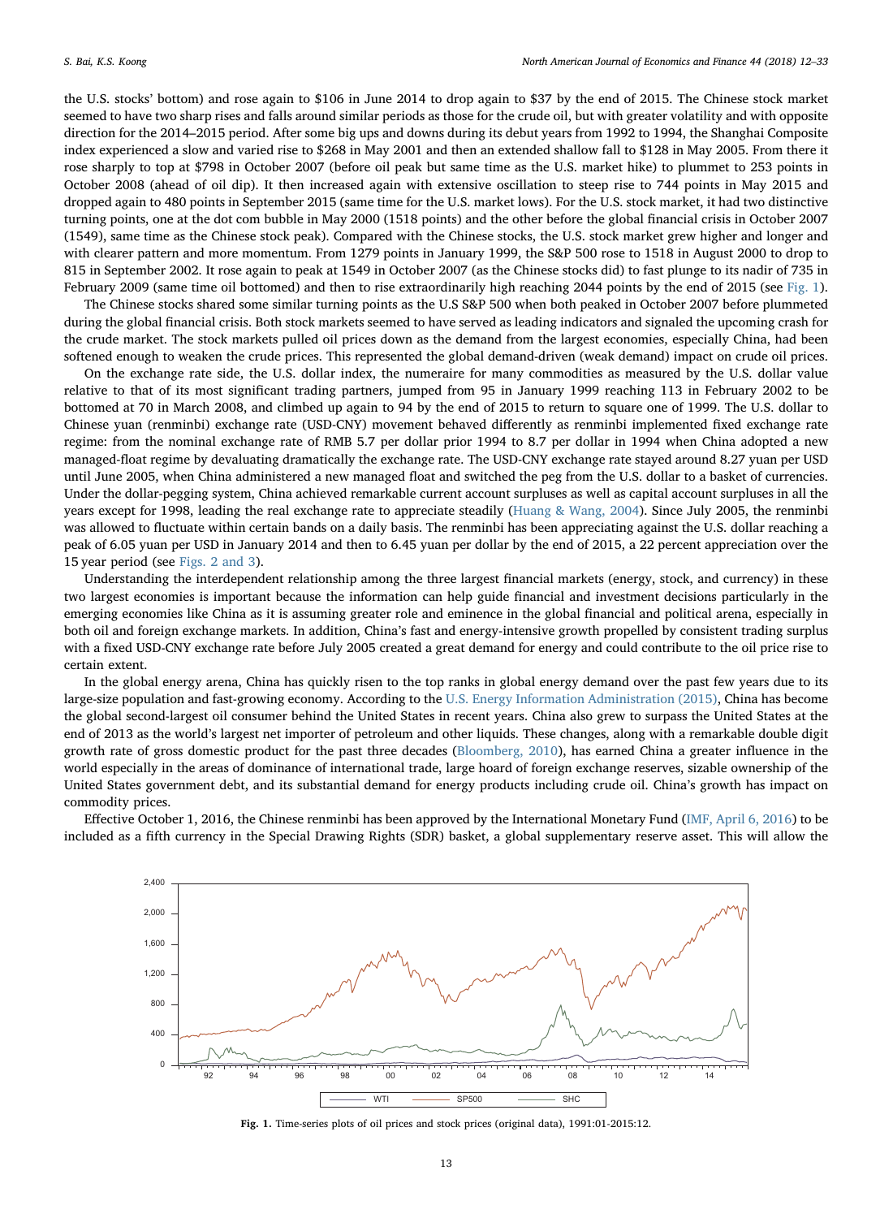the U.S. stocks' bottom) and rose again to $106 in June 2014 to drop again to $37 by the end of 2015. The Chinese stock market seemed to have two sharp rises and falls around similar periods as those for the crude oil, but with greater volatility and with opposite direction for the 2014–2015 period. After some big ups and downs during its debut years from 1992 to 1994, the Shanghai Composite index experienced a slow and varied rise to $268 in May 2001 and then an extended shallow fall to $128 in May 2005. From there it rose sharply to top at $798 in October 2007 (before oil peak but same time as the U.S. market hike) to plummet to 253 points in October 2008 (ahead of oil dip). It then increased again with extensive oscillation to steep rise to 744 points in May 2015 and dropped again to 480 points in September 2015 (same time for the U.S. market lows). For the U.S. stock market, it had two distinctive turning points, one at the dot com bubble in May 2000 (1518 points) and the other before the global financial crisis in October 2007 (1549), same time as the Chinese stock peak). Compared with the Chinese stocks, the U.S. stock market grew higher and longer and with clearer pattern and more momentum. From 1279 points in January 1999, the S&P 500 rose to 1518 in August 2000 to drop to 815 in September 2002. It rose again to peak at 1549 in October 2007 (as the Chinese stocks did) to fast plunge to its nadir of 735 in February 2009 (same time oil bottomed) and then to rise extraordinarily high reaching 2044 points by the end of 2015 (see Fig. 1).

The Chinese stocks shared some similar turning points as the U.S S&P 500 when both peaked in October 2007 before plummeted during the global financial crisis. Both stock markets seemed to have served as leading indicators and signaled the upcoming crash for the crude market. The stock markets pulled oil prices down as the demand from the largest economies, especially China, had been softened enough to weaken the crude prices. This represented the global demand-driven (weak demand) impact on crude oil prices.

On the exchange rate side, the U.S. dollar index, the numeraire for many commodities as measured by the U.S. dollar value relative to that of its most significant trading partners, jumped from 95 in January 1999 reaching 113 in February 2002 to be bottomed at 70 in March 2008, and climbed up again to 94 by the end of 2015 to return to square one of 1999. The U.S. dollar to Chinese yuan (renminbi) exchange rate (USD-CNY) movement behaved differently as renminbi implemented fixed exchange rate regime: from the nominal exchange rate of RMB 5.7 per dollar prior 1994 to 8.7 per dollar in 1994 when China adopted a new managed-float regime by devaluating dramatically the exchange rate. The USD-CNY exchange rate stayed around 8.27 yuan per USD until June 2005, when China administered a new managed float and switched the peg from the U.S. dollar to a basket of currencies. Under the dollar-pegging system, China achieved remarkable current account surpluses as well as capital account surpluses in all the years except for 1998, leading the real exchange rate to appreciate steadily (Huang & Wang, 2004). Since July 2005, the renminbi was allowed to fluctuate within certain bands on a daily basis. The renminbi has been appreciating against the U.S. dollar reaching a peak of 6.05 yuan per USD in January 2014 and then to 6.45 yuan per dollar by the end of 2015, a 22 percent appreciation over the 15 year period (see Figs. 2 and 3).

Understanding the interdependent relationship among the three largest financial markets (energy, stock, and currency) in these two largest economies is important because the information can help guide financial and investment decisions particularly in the emerging economies like China as it is assuming greater role and eminence in the global financial and political arena, especially in both oil and foreign exchange markets. In addition, China's fast and energy-intensive growth propelled by consistent trading surplus with a fixed USD-CNY exchange rate before July 2005 created a great demand for energy and could contribute to the oil price rise to certain extent.

In the global energy arena, China has quickly risen to the top ranks in global energy demand over the past few years due to its large-size population and fast-growing economy. According to the U.S. Energy Information Administration (2015), China has become the global second-largest oil consumer behind the United States in recent years. China also grew to surpass the United States at the end of 2013 as the world's largest net importer of petroleum and other liquids. These changes, along with a remarkable double digit growth rate of gross domestic product for the past three decades (Bloomberg, 2010), has earned China a greater influence in the world especially in the areas of dominance of international trade, large hoard of foreign exchange reserves, sizable ownership of the United States government debt, and its substantial demand for energy products including crude oil. China's growth has impact on commodity prices.

Effective October 1, 2016, the Chinese renminbi has been approved by the International Monetary Fund (IMF, April 6, 2016) to be included as a fifth currency in the Special Drawing Rights (SDR) basket, a global supplementary reserve asset. This will allow the

**Fig. 1.** Time-series plots of oil prices and stock prices (original data), 1991:01-2015:12.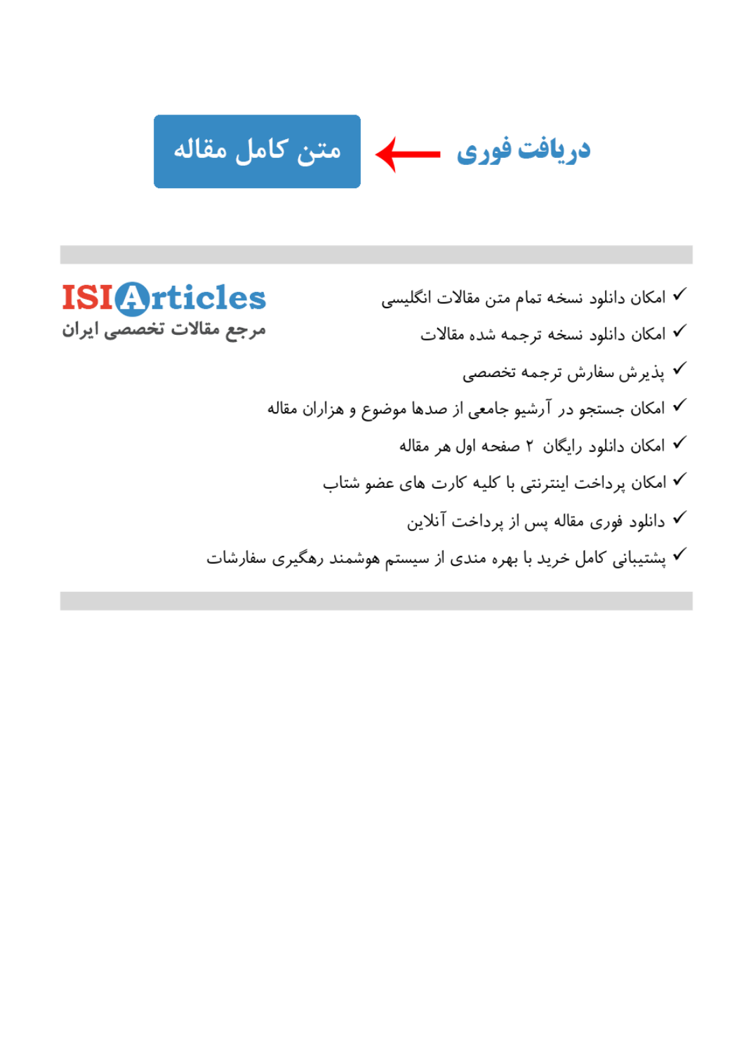دریافت فوری ← متن کامل مقاله

**ISIArticles**
مرجع مقالات تخصصی ایران

- ✓ امکان دانلود نسخه تمام متن مقالات انگلیسی
- ✓ امکان دانلود نسخه ترجمه شده مقالات
- ✓ پذیرش سفارش ترجمه تخصصی
- ✓ امکان جستجو در آرشیو جامعی از صدها موضوع و هزاران مقاله
- ✓ امکان دانلود رایگان ۲ صفحه اول هر مقاله
- ✓ امکان پرداخت اینترنتی با کلیه کارت های عضو شتاب
- ✓ دانلود فوری مقاله پس از پرداخت آنلاین
- ✓ پشتیبانی کامل خرید با بهره مندی از سیستم هوشمند رهگیری سفارشات